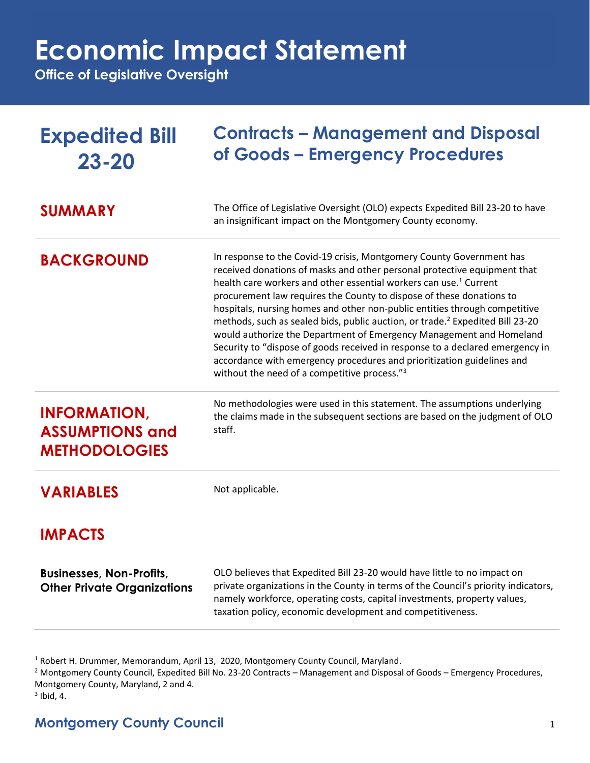# Economic Impact Statement

**Office of Legislative Oversight**

## Expedited Bill 23-20

## Contracts – Management and Disposal of Goods – Emergency Procedures

### SUMMARY

The Office of Legislative Oversight (OLO) expects Expedited Bill 23-20 to have an insignificant impact on the Montgomery County economy.

### BACKGROUND

In response to the Covid-19 crisis, Montgomery County Government has received donations of masks and other personal protective equipment that health care workers and other essential workers can use.[1] Current procurement law requires the County to dispose of these donations to hospitals, nursing homes and other non-public entities through competitive methods, such as sealed bids, public auction, or trade.[2] Expedited Bill 23-20 would authorize the Department of Emergency Management and Homeland Security to "dispose of goods received in response to a declared emergency in accordance with emergency procedures and prioritization guidelines and without the need of a competitive process."[3]

### INFORMATION, ASSUMPTIONS and METHODOLOGIES

No methodologies were used in this statement. The assumptions underlying the claims made in the subsequent sections are based on the judgment of OLO staff.

### VARIABLES

Not applicable.

### IMPACTS

**Businesses, Non-Profits, Other Private Organizations**

OLO believes that Expedited Bill 23-20 would have little to no impact on private organizations in the County in terms of the Council's priority indicators, namely workforce, operating costs, capital investments, property values, taxation policy, economic development and competitiveness.

---

[1] Robert H. Drummer, Memorandum, April 13, 2020, Montgomery County Council, Maryland.

[2] Montgomery County Council, Expedited Bill No. 23-20 Contracts – Management and Disposal of Goods – Emergency Procedures, Montgomery County, Maryland, 2 and 4.

[3] Ibid, 4.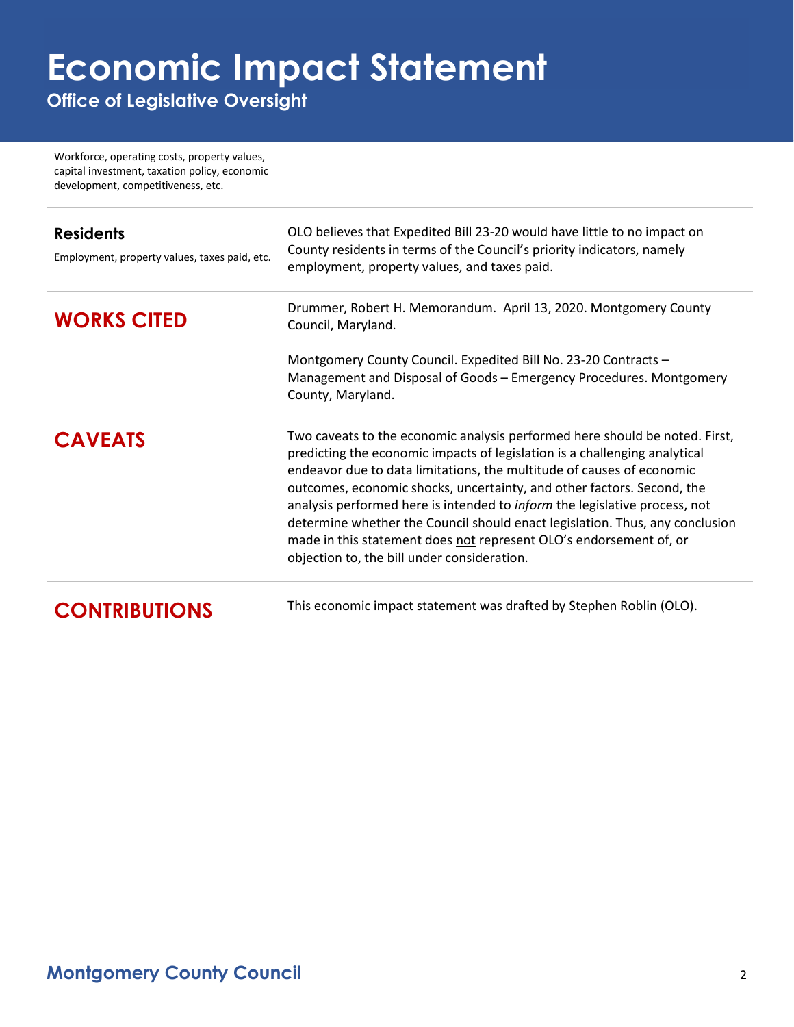Workforce, operating costs, property values, capital investment, taxation policy, economic development, competitiveness, etc.

| | |
|---|---|
| **Residents**<br>Employment, property values, taxes paid, etc. | OLO believes that Expedited Bill 23-20 would have little to no impact on County residents in terms of the Council's priority indicators, namely employment, property values, and taxes paid. |

## WORKS CITED

Drummer, Robert H. Memorandum. April 13, 2020. Montgomery County Council, Maryland.

Montgomery County Council. Expedited Bill No. 23-20 Contracts – Management and Disposal of Goods – Emergency Procedures. Montgomery County, Maryland.

## CAVEATS

Two caveats to the economic analysis performed here should be noted. First, predicting the economic impacts of legislation is a challenging analytical endeavor due to data limitations, the multitude of causes of economic outcomes, economic shocks, uncertainty, and other factors. Second, the analysis performed here is intended to *inform* the legislative process, not determine whether the Council should enact legislation. Thus, any conclusion made in this statement does not represent OLO's endorsement of, or objection to, the bill under consideration.

## CONTRIBUTIONS

This economic impact statement was drafted by Stephen Roblin (OLO).